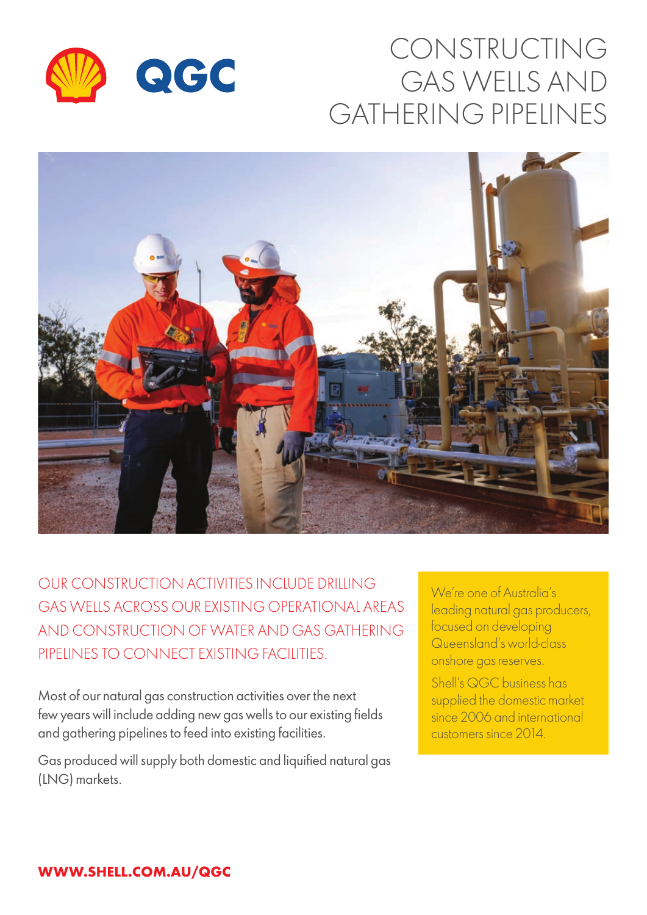# CONSTRUCTING GAS WELLS AND GATHERING PIPELINES

OUR CONSTRUCTION ACTIVITIES INCLUDE DRILLING GAS WELLS ACROSS OUR EXISTING OPERATIONAL AREAS AND CONSTRUCTION OF WATER AND GAS GATHERING PIPELINES TO CONNECT EXISTING FACILITIES.

Most of our natural gas construction activities over the next few years will include adding new gas wells to our existing fields and gathering pipelines to feed into existing facilities.

Gas produced will supply both domestic and liquified natural gas (LNG) markets.

We're one of Australia's leading natural gas producers, focused on developing Queensland's world-class onshore gas reserves.

Shell's QGC business has supplied the domestic market since 2006 and international customers since 2014.

**WWW.SHELL.COM.AU/QGC**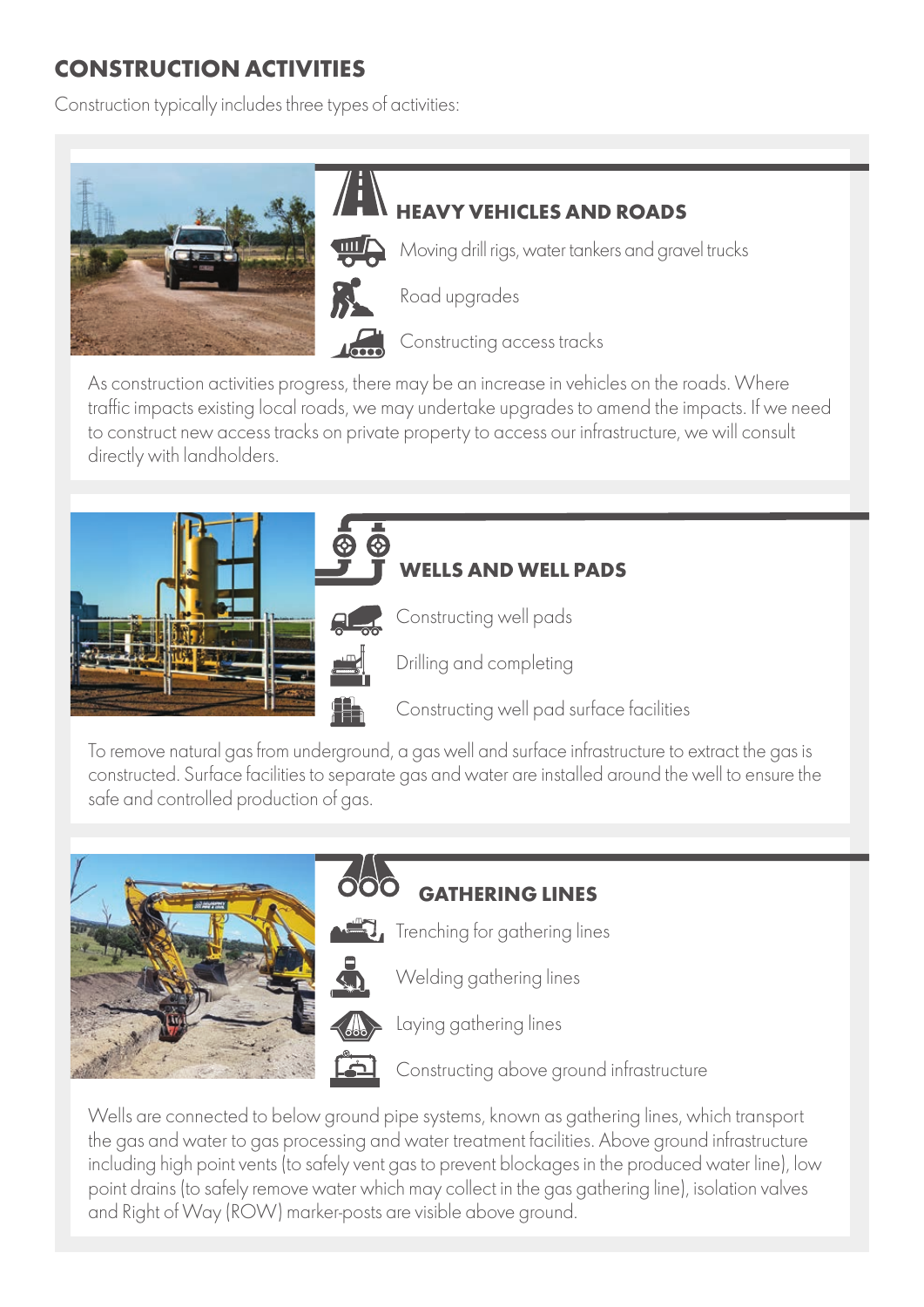## CONSTRUCTION ACTIVITIES

Construction typically includes three types of activities:

### HEAVY VEHICLES AND ROADS

- Moving drill rigs, water tankers and gravel trucks
- Road upgrades
- Constructing access tracks

As construction activities progress, there may be an increase in vehicles on the roads. Where traffic impacts existing local roads, we may undertake upgrades to amend the impacts. If we need to construct new access tracks on private property to access our infrastructure, we will consult directly with landholders.

### WELLS AND WELL PADS

- Constructing well pads
- Drilling and completing
- Constructing well pad surface facilities

To remove natural gas from underground, a gas well and surface infrastructure to extract the gas is constructed. Surface facilities to separate gas and water are installed around the well to ensure the safe and controlled production of gas.

### GATHERING LINES

- Trenching for gathering lines
- Welding gathering lines
- Laying gathering lines
- Constructing above ground infrastructure

Wells are connected to below ground pipe systems, known as gathering lines, which transport the gas and water to gas processing and water treatment facilities. Above ground infrastructure including high point vents (to safely vent gas to prevent blockages in the produced water line), low point drains (to safely remove water which may collect in the gas gathering line), isolation valves and Right of Way (ROW) marker-posts are visible above ground.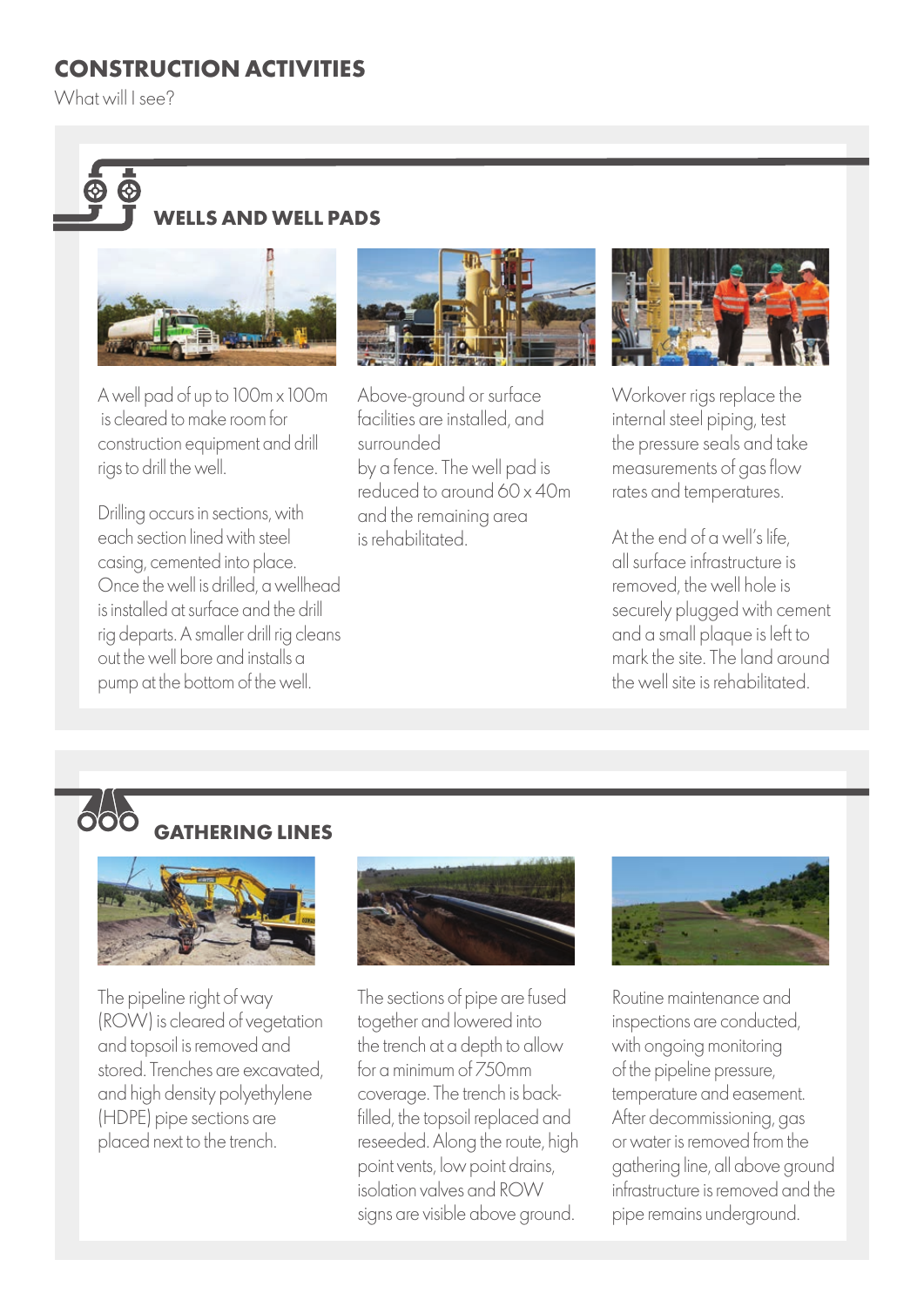## CONSTRUCTION ACTIVITIES

What will I see?

### WELLS AND WELL PADS

A well pad of up to 100m x 100m is cleared to make room for construction equipment and drill rigs to drill the well.

Drilling occurs in sections, with each section lined with steel casing, cemented into place. Once the well is drilled, a wellhead is installed at surface and the drill rig departs. A smaller drill rig cleans out the well bore and installs a pump at the bottom of the well.

Above-ground or surface facilities are installed, and surrounded by a fence. The well pad is reduced to around 60 x 40m and the remaining area is rehabilitated.

Workover rigs replace the internal steel piping, test the pressure seals and take measurements of gas flow rates and temperatures.

At the end of a well's life, all surface infrastructure is removed, the well hole is securely plugged with cement and a small plaque is left to mark the site. The land around the well site is rehabilitated.

### GATHERING LINES

The pipeline right of way (ROW) is cleared of vegetation and topsoil is removed and stored. Trenches are excavated, and high density polyethylene (HDPE) pipe sections are placed next to the trench.

The sections of pipe are fused together and lowered into the trench at a depth to allow for a minimum of 750mm coverage. The trench is back-filled, the topsoil replaced and reseeded. Along the route, high point vents, low point drains, isolation valves and ROW signs are visible above ground.

Routine maintenance and inspections are conducted, with ongoing monitoring of the pipeline pressure, temperature and easement. After decommissioning, gas or water is removed from the gathering line, all above ground infrastructure is removed and the pipe remains underground.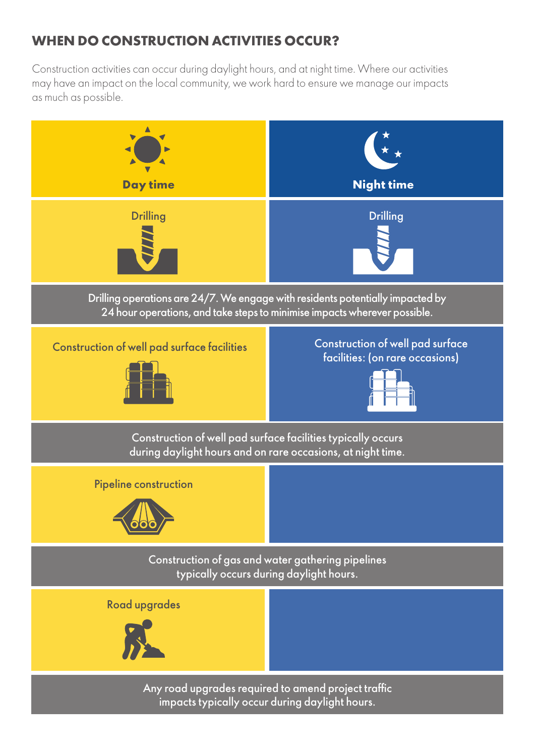## WHEN DO CONSTRUCTION ACTIVITIES OCCUR?

Construction activities can occur during daylight hours, and at night time. Where our activities may have an impact on the local community, we work hard to ensure we manage our impacts as much as possible.

| Day time | Night time |
| --- | --- |
| Drilling | Drilling |

Drilling operations are 24/7. We engage with residents potentially impacted by 24 hour operations, and take steps to minimise impacts wherever possible.

| Day time | Night time |
| --- | --- |
| Construction of well pad surface facilities | Construction of well pad surface facilities: (on rare occasions) |

Construction of well pad surface facilities typically occurs during daylight hours and on rare occasions, at night time.

| Day time | Night time |
| --- | --- |
| Pipeline construction | |

Construction of gas and water gathering pipelines typically occurs during daylight hours.

| Day time | Night time |
| --- | --- |
| Road upgrades | |

Any road upgrades required to amend project traffic impacts typically occur during daylight hours.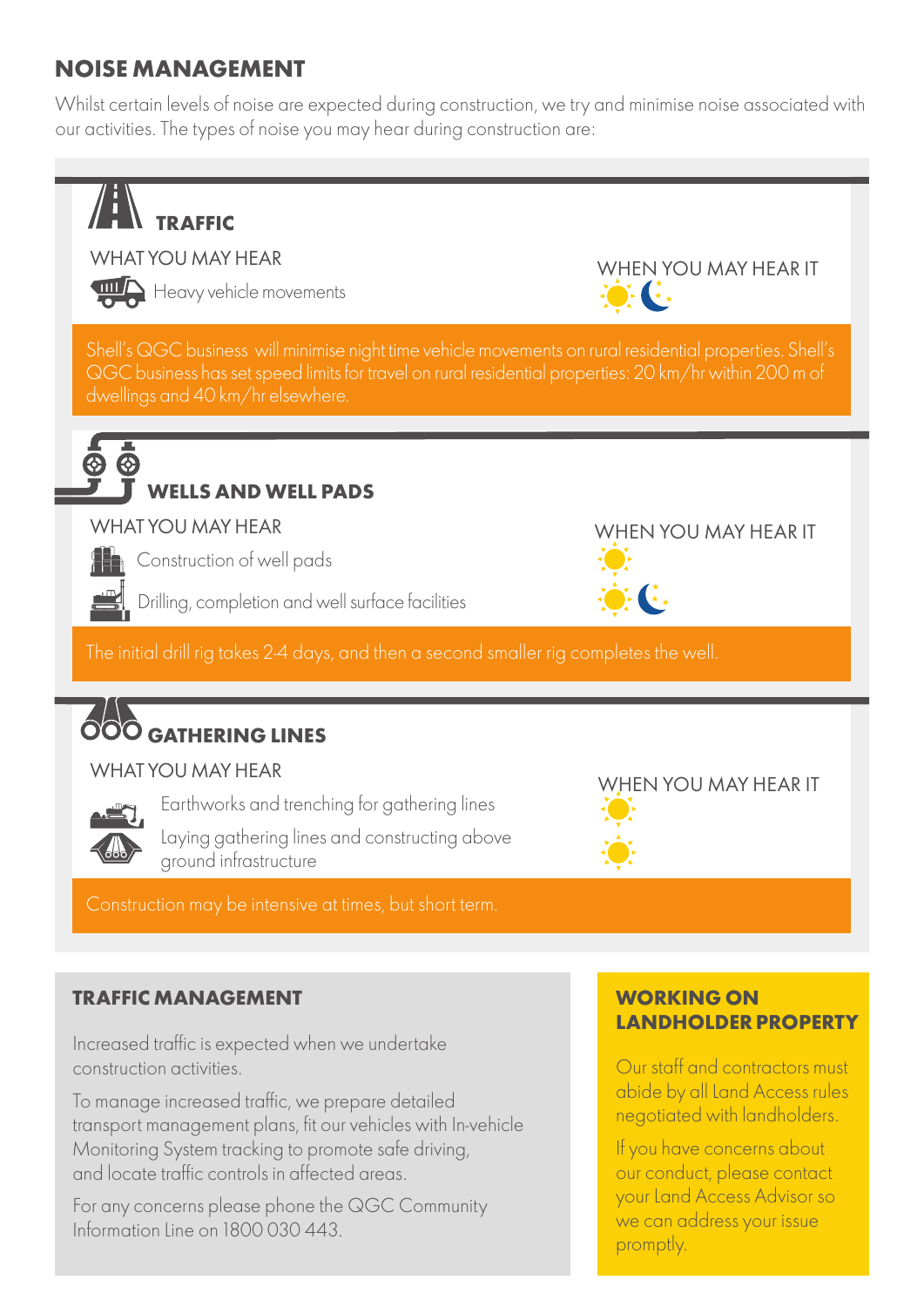## NOISE MANAGEMENT

Whilst certain levels of noise are expected during construction, we try and minimise noise associated with our activities. The types of noise you may hear during construction are:

### TRAFFIC

| WHAT YOU MAY HEAR | WHEN YOU MAY HEAR IT |
| --- | --- |
| Heavy vehicle movements | Day, Night |

Shell's QGC business will minimise night time vehicle movements on rural residential properties. Shell's QGC business has set speed limits for travel on rural residential properties: 20 km/hr within 200 m of dwellings and 40 km/hr elsewhere.

### WELLS AND WELL PADS

| WHAT YOU MAY HEAR | WHEN YOU MAY HEAR IT |
| --- | --- |
| Construction of well pads | Day |
| Drilling, completion and well surface facilities | Day, Night |

The initial drill rig takes 2-4 days, and then a second smaller rig completes the well.

### GATHERING LINES

| WHAT YOU MAY HEAR | WHEN YOU MAY HEAR IT |
| --- | --- |
| Earthworks and trenching for gathering lines | Day |
| Laying gathering lines and constructing above ground infrastructure | Day |

Construction may be intensive at times, but short term.

### TRAFFIC MANAGEMENT

Increased traffic is expected when we undertake construction activities.

To manage increased traffic, we prepare detailed transport management plans, fit our vehicles with In-vehicle Monitoring System tracking to promote safe driving, and locate traffic controls in affected areas.

For any concerns please phone the QGC Community Information Line on 1800 030 443.

### WORKING ON LANDHOLDER PROPERTY

Our staff and contractors must abide by all Land Access rules negotiated with landholders.

If you have concerns about our conduct, please contact your Land Access Advisor so we can address your issue promptly.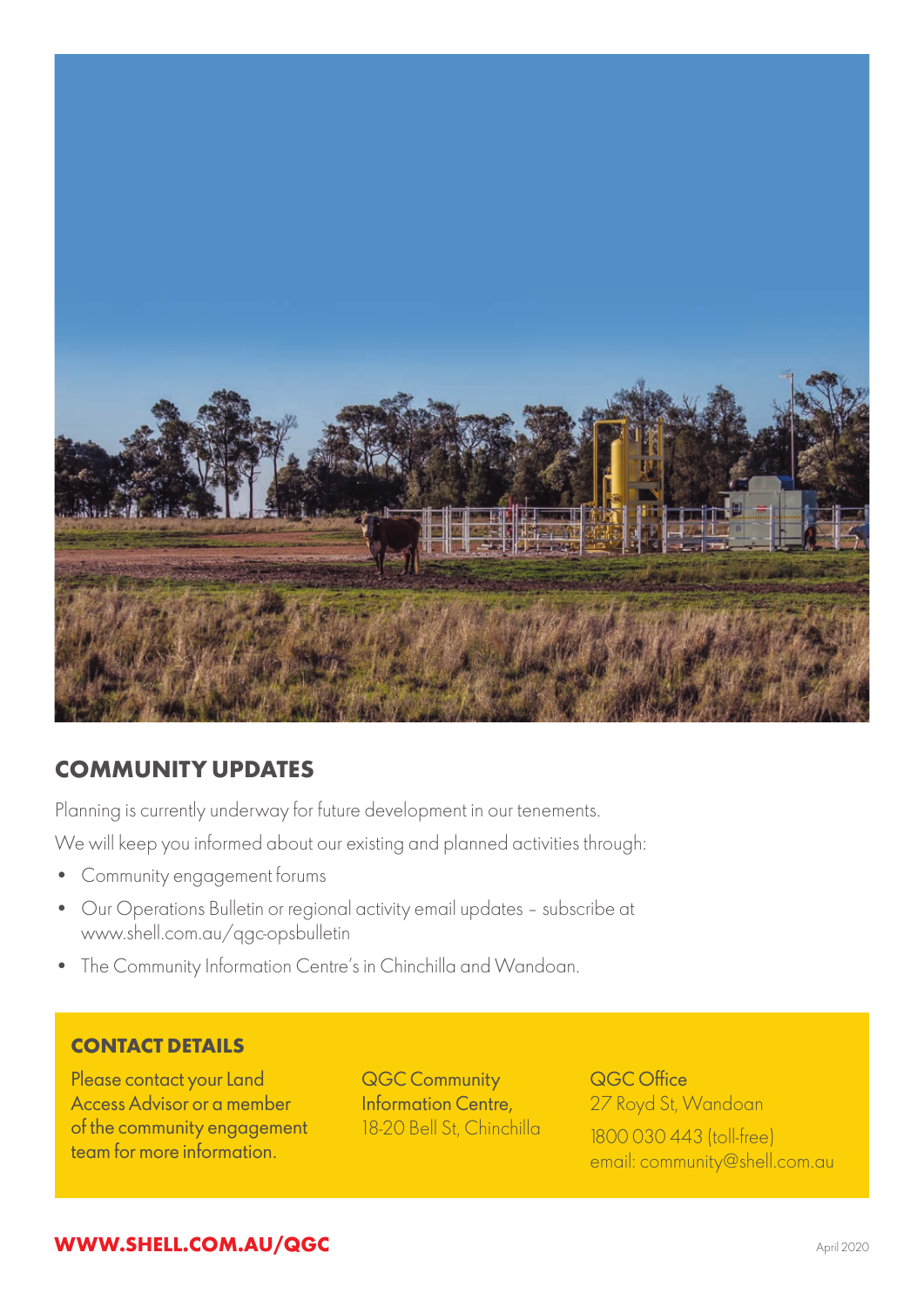## COMMUNITY UPDATES

Planning is currently underway for future development in our tenements.

We will keep you informed about our existing and planned activities through:

- Community engagement forums
- Our Operations Bulletin or regional activity email updates – subscribe at www.shell.com.au/qgc-opsbulletin
- The Community Information Centre's in Chinchilla and Wandoan.

## CONTACT DETAILS

Please contact your Land Access Advisor or a member of the community engagement team for more information.

QGC Community Information Centre,
18-20 Bell St, Chinchilla

QGC Office
27 Royd St, Wandoan

1800 030 443 (toll-free)
email: community@shell.com.au

**WWW.SHELL.COM.AU/QGC**

April 2020